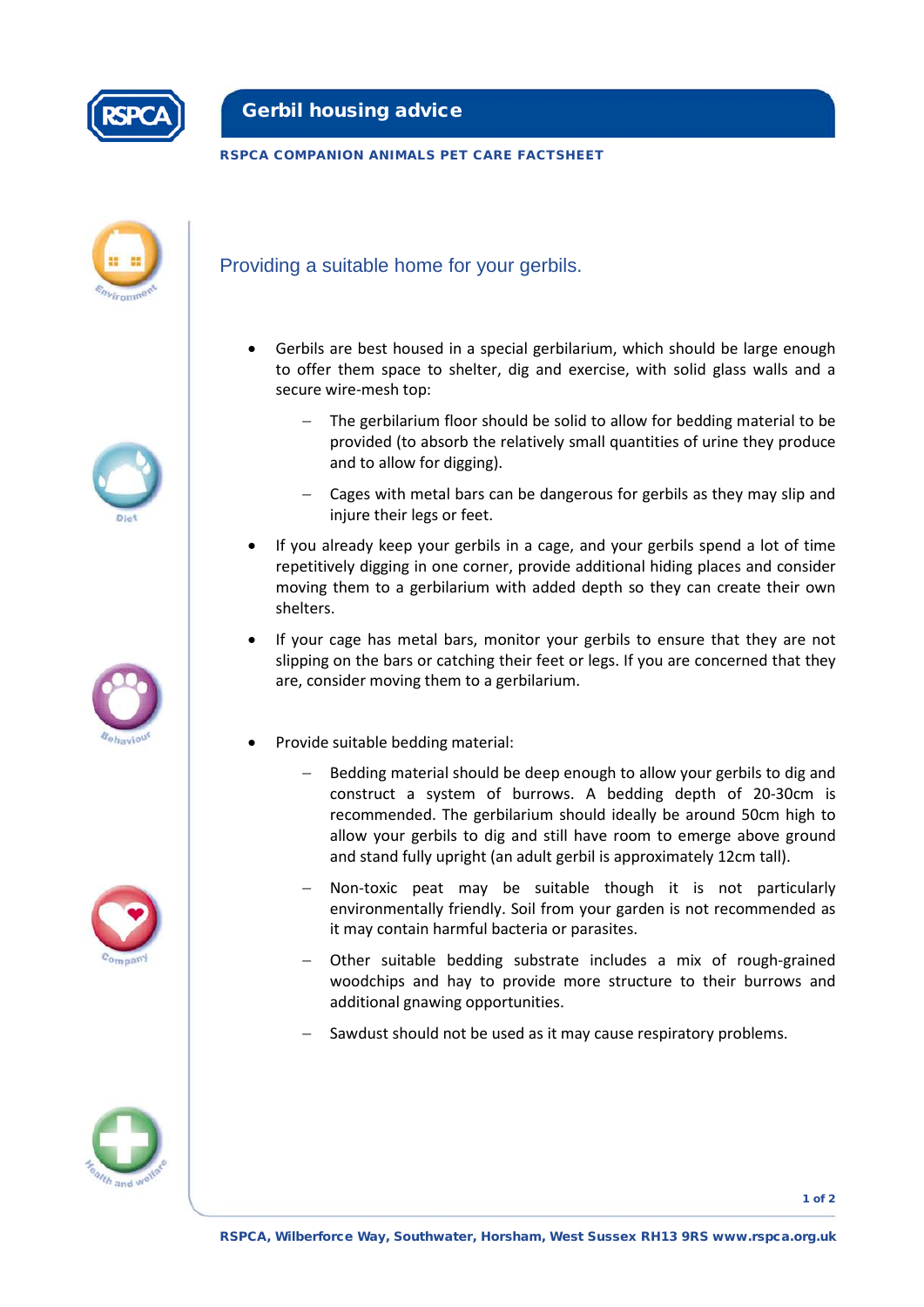# Gerbil housing advice

**RSPCA COMPANION ANIMALS PET CARE FACTSHEET**

## Providing a suitable home for your gerbils.

- Gerbils are best housed in a special gerbilarium, which should be large enough to offer them space to shelter, dig and exercise, with solid glass walls and a secure wire-mesh top:
  - The gerbilarium floor should be solid to allow for bedding material to be provided (to absorb the relatively small quantities of urine they produce and to allow for digging).
  - Cages with metal bars can be dangerous for gerbils as they may slip and injure their legs or feet.
- If you already keep your gerbils in a cage, and your gerbils spend a lot of time repetitively digging in one corner, provide additional hiding places and consider moving them to a gerbilarium with added depth so they can create their own shelters.
- If your cage has metal bars, monitor your gerbils to ensure that they are not slipping on the bars or catching their feet or legs. If you are concerned that they are, consider moving them to a gerbilarium.
- Provide suitable bedding material:
  - Bedding material should be deep enough to allow your gerbils to dig and construct a system of burrows. A bedding depth of 20-30cm is recommended. The gerbilarium should ideally be around 50cm high to allow your gerbils to dig and still have room to emerge above ground and stand fully upright (an adult gerbil is approximately 12cm tall).
  - Non-toxic peat may be suitable though it is not particularly environmentally friendly. Soil from your garden is not recommended as it may contain harmful bacteria or parasites.
  - Other suitable bedding substrate includes a mix of rough-grained woodchips and hay to provide more structure to their burrows and additional gnawing opportunities.
  - Sawdust should not be used as it may cause respiratory problems.

RSPCA, Wilberforce Way, Southwater, Horsham, West Sussex RH13 9RS www.rspca.org.uk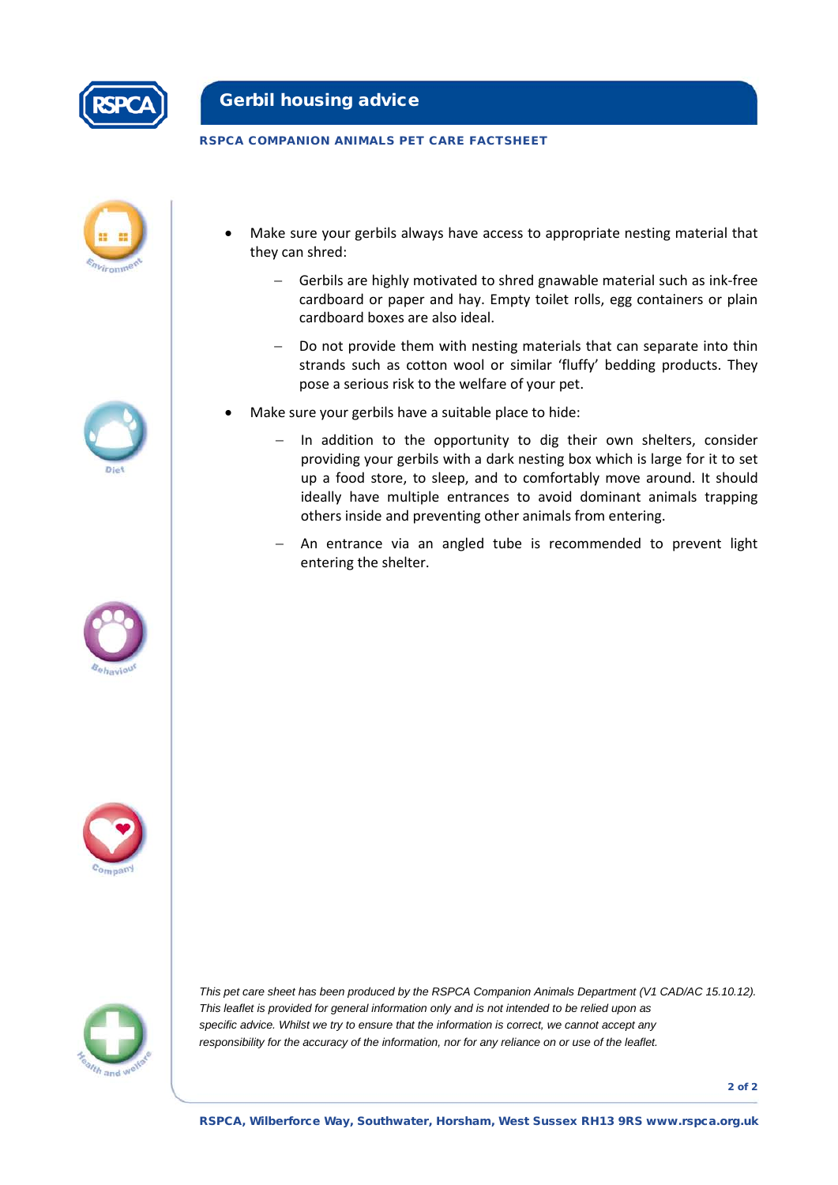- Make sure your gerbils always have access to appropriate nesting material that they can shred:
  - Gerbils are highly motivated to shred gnawable material such as ink-free cardboard or paper and hay. Empty toilet rolls, egg containers or plain cardboard boxes are also ideal.
  - Do not provide them with nesting materials that can separate into thin strands such as cotton wool or similar 'fluffy' bedding products. They pose a serious risk to the welfare of your pet.
- Make sure your gerbils have a suitable place to hide:
  - In addition to the opportunity to dig their own shelters, consider providing your gerbils with a dark nesting box which is large for it to set up a food store, to sleep, and to comfortably move around. It should ideally have multiple entrances to avoid dominant animals trapping others inside and preventing other animals from entering.
  - An entrance via an angled tube is recommended to prevent light entering the shelter.

*This pet care sheet has been produced by the RSPCA Companion Animals Department (V1 CAD/AC 15.10.12). This leaflet is provided for general information only and is not intended to be relied upon as specific advice. Whilst we try to ensure that the information is correct, we cannot accept any responsibility for the accuracy of the information, nor for any reliance on or use of the leaflet.*